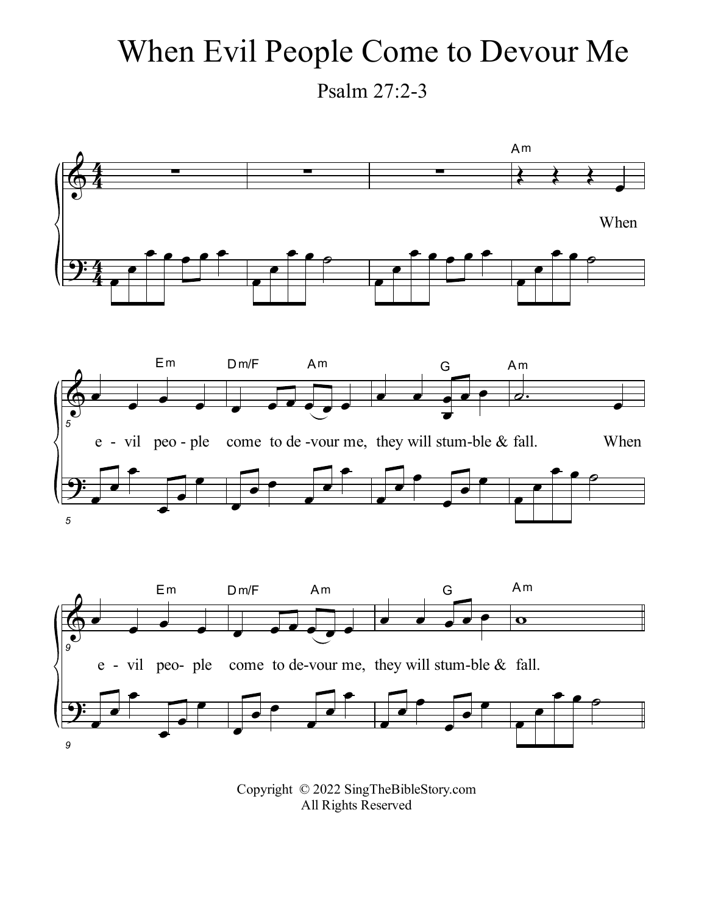# When Evil People Come to Devour Me

Psalm 27:2-3

When evil people come to devour me, they will stumble & fall. When evil people come to devour me, they will stumble & fall.

Copyright © 2022 SingTheBibleStory.com
All Rights Reserved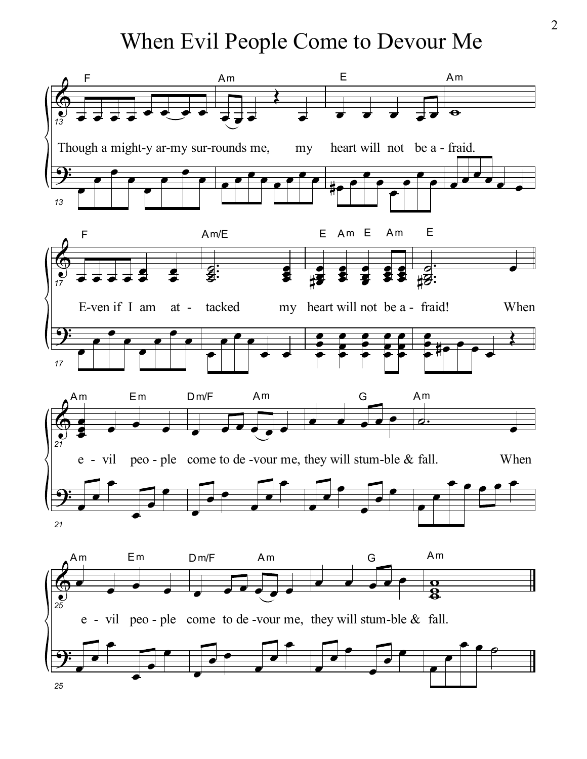# When Evil People Come to Devour Me

F Am E Am

Though a might-y ar-my sur-rounds me, my heart will not be a - fraid.

F Am/E E Am E Am E

E-ven if I am at - tacked my heart will not be a - fraid! When

Am Em Dm/F Am G Am

e - vil peo - ple come to de -vour me, they will stum-ble & fall. When

Am Em Dm/F Am G Am

e - vil peo - ple come to de -vour me, they will stum-ble & fall.